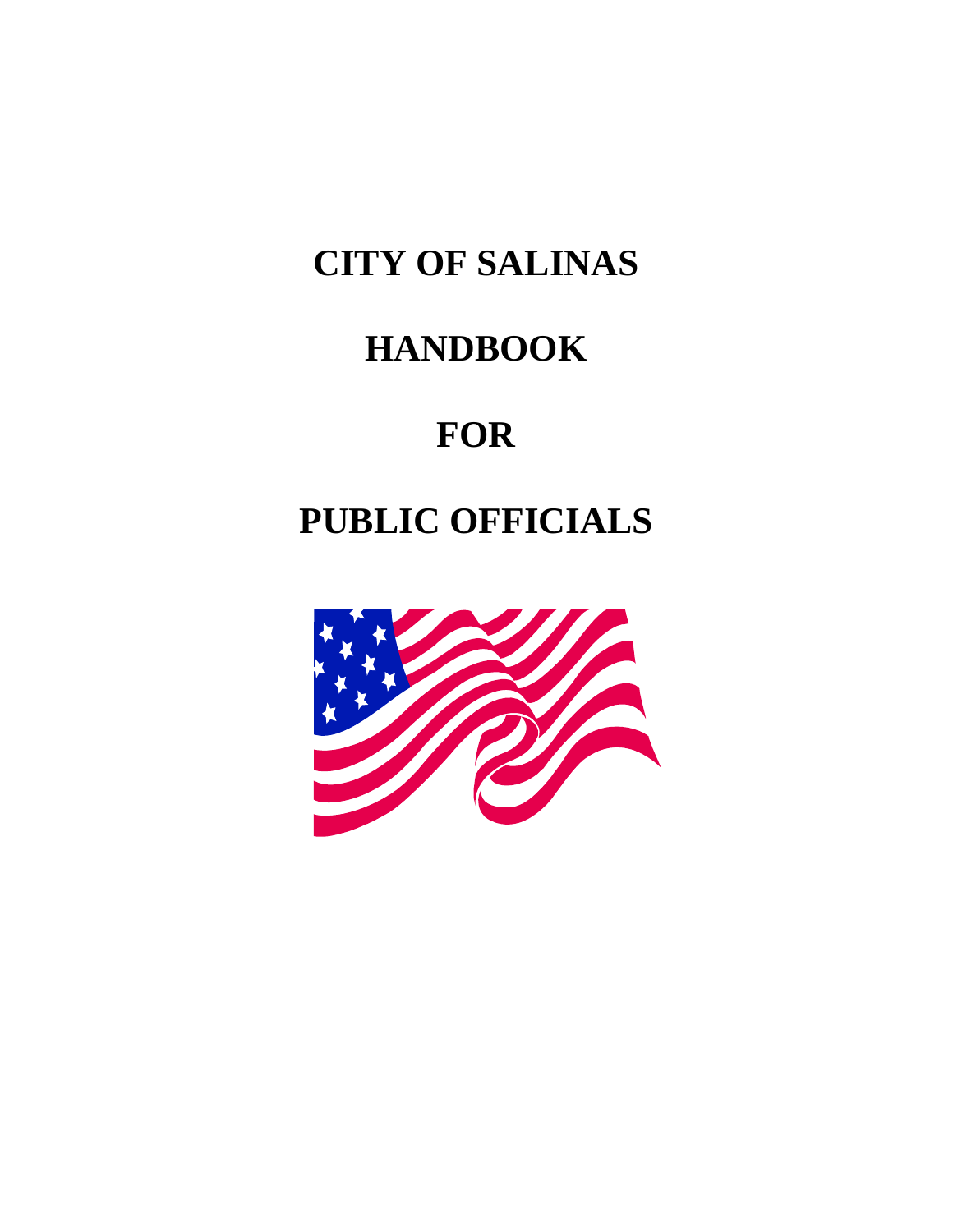# CITY OF SALINAS

# HANDBOOK

# FOR

# PUBLIC OFFICIALS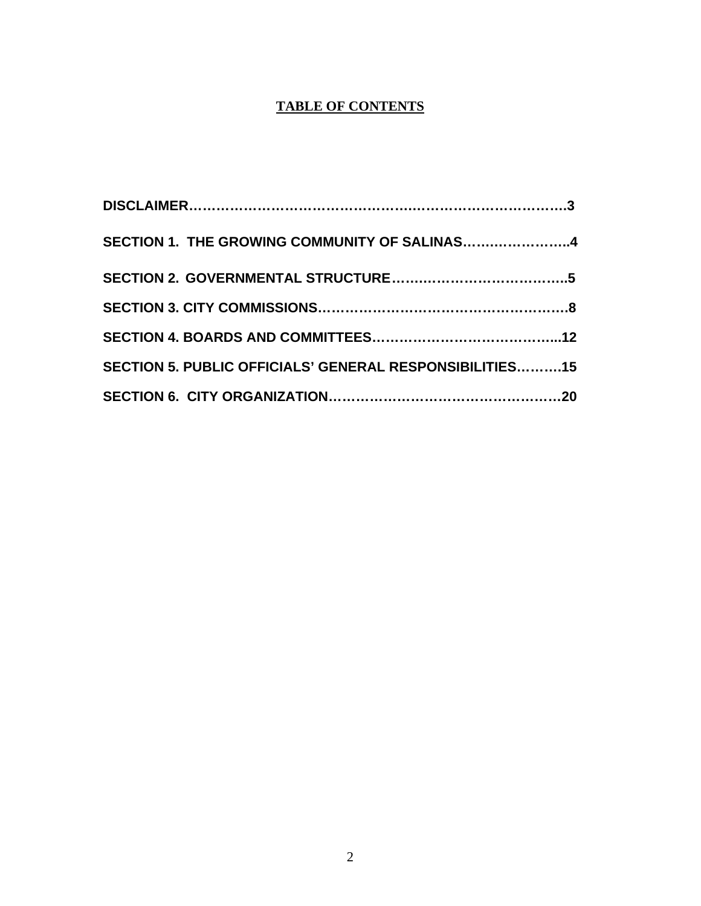# TABLE OF CONTENTS

**DISCLAIMER……………………………………….…………………………….3**

**SECTION 1. THE GROWING COMMUNITY OF SALINAS…….…………….4**

**SECTION 2. GOVERNMENTAL STRUCTURE………………………………..5**

**SECTION 3. CITY COMMISSIONS……………………………………………8**

**SECTION 4. BOARDS AND COMMITTEES……….………………….……...12**

**SECTION 5. PUBLIC OFFICIALS' GENERAL RESPONSIBILITIES……….15**

**SECTION 6. CITY ORGANIZATION……………………………………………20**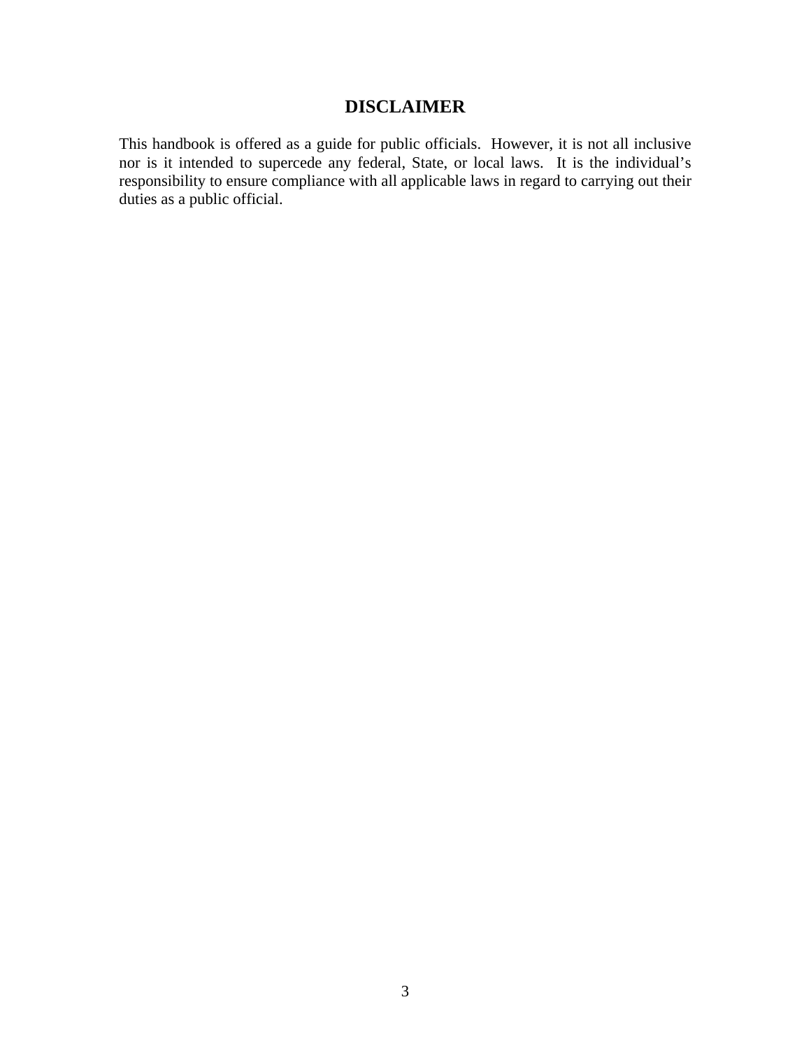# DISCLAIMER

This handbook is offered as a guide for public officials. However, it is not all inclusive nor is it intended to supercede any federal, State, or local laws. It is the individual's responsibility to ensure compliance with all applicable laws in regard to carrying out their duties as a public official.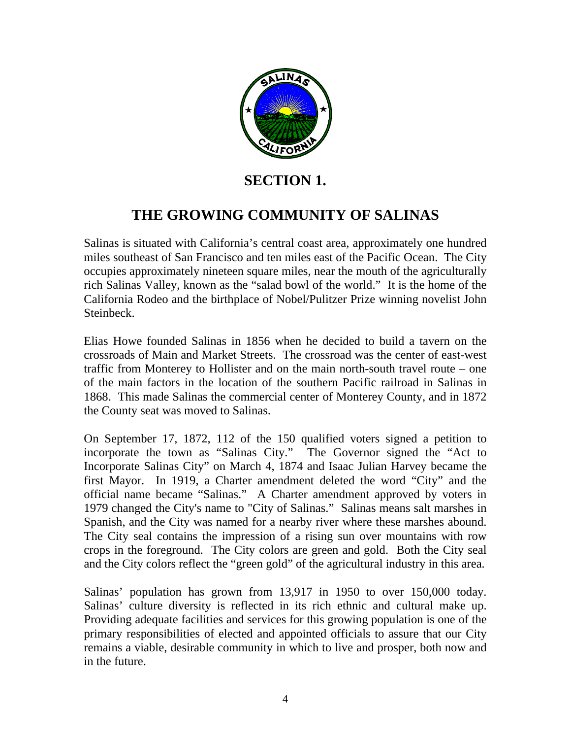# SECTION 1.

## THE GROWING COMMUNITY OF SALINAS

Salinas is situated with California's central coast area, approximately one hundred miles southeast of San Francisco and ten miles east of the Pacific Ocean. The City occupies approximately nineteen square miles, near the mouth of the agriculturally rich Salinas Valley, known as the "salad bowl of the world." It is the home of the California Rodeo and the birthplace of Nobel/Pulitzer Prize winning novelist John Steinbeck.

Elias Howe founded Salinas in 1856 when he decided to build a tavern on the crossroads of Main and Market Streets. The crossroad was the center of east-west traffic from Monterey to Hollister and on the main north-south travel route – one of the main factors in the location of the southern Pacific railroad in Salinas in 1868. This made Salinas the commercial center of Monterey County, and in 1872 the County seat was moved to Salinas.

On September 17, 1872, 112 of the 150 qualified voters signed a petition to incorporate the town as "Salinas City." The Governor signed the "Act to Incorporate Salinas City" on March 4, 1874 and Isaac Julian Harvey became the first Mayor. In 1919, a Charter amendment deleted the word "City" and the official name became "Salinas." A Charter amendment approved by voters in 1979 changed the City's name to "City of Salinas." Salinas means salt marshes in Spanish, and the City was named for a nearby river where these marshes abound. The City seal contains the impression of a rising sun over mountains with row crops in the foreground. The City colors are green and gold. Both the City seal and the City colors reflect the "green gold" of the agricultural industry in this area.

Salinas' population has grown from 13,917 in 1950 to over 150,000 today. Salinas' culture diversity is reflected in its rich ethnic and cultural make up. Providing adequate facilities and services for this growing population is one of the primary responsibilities of elected and appointed officials to assure that our City remains a viable, desirable community in which to live and prosper, both now and in the future.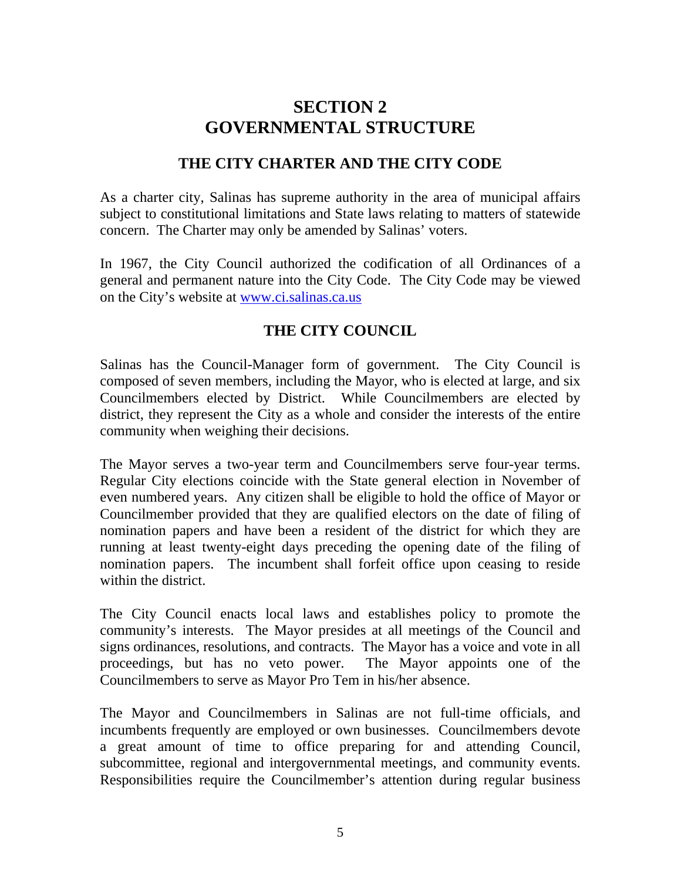# SECTION 2
# GOVERNMENTAL STRUCTURE

## THE CITY CHARTER AND THE CITY CODE

As a charter city, Salinas has supreme authority in the area of municipal affairs subject to constitutional limitations and State laws relating to matters of statewide concern. The Charter may only be amended by Salinas' voters.

In 1967, the City Council authorized the codification of all Ordinances of a general and permanent nature into the City Code. The City Code may be viewed on the City's website at [www.ci.salinas.ca.us](http://www.ci.salinas.ca.us)

## THE CITY COUNCIL

Salinas has the Council-Manager form of government. The City Council is composed of seven members, including the Mayor, who is elected at large, and six Councilmembers elected by District. While Councilmembers are elected by district, they represent the City as a whole and consider the interests of the entire community when weighing their decisions.

The Mayor serves a two-year term and Councilmembers serve four-year terms. Regular City elections coincide with the State general election in November of even numbered years. Any citizen shall be eligible to hold the office of Mayor or Councilmember provided that they are qualified electors on the date of filing of nomination papers and have been a resident of the district for which they are running at least twenty-eight days preceding the opening date of the filing of nomination papers. The incumbent shall forfeit office upon ceasing to reside within the district.

The City Council enacts local laws and establishes policy to promote the community's interests. The Mayor presides at all meetings of the Council and signs ordinances, resolutions, and contracts. The Mayor has a voice and vote in all proceedings, but has no veto power. The Mayor appoints one of the Councilmembers to serve as Mayor Pro Tem in his/her absence.

The Mayor and Councilmembers in Salinas are not full-time officials, and incumbents frequently are employed or own businesses. Councilmembers devote a great amount of time to office preparing for and attending Council, subcommittee, regional and intergovernmental meetings, and community events. Responsibilities require the Councilmember's attention during regular business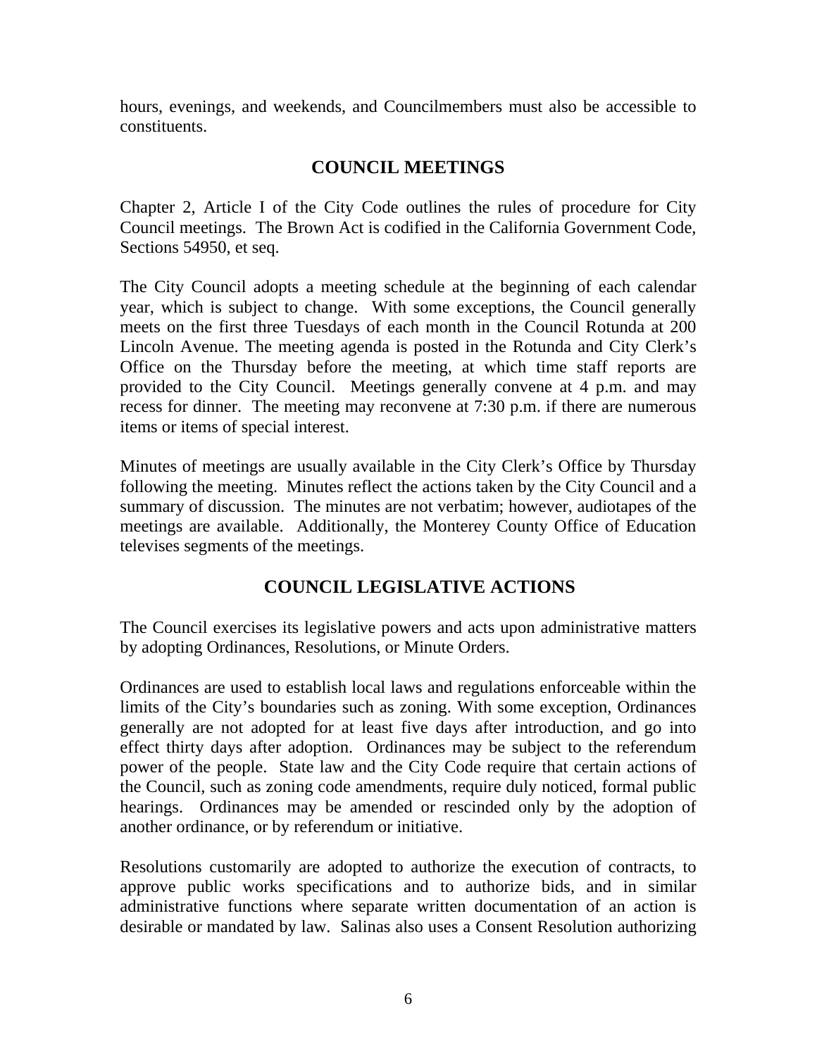hours, evenings, and weekends, and Councilmembers must also be accessible to constituents.

## COUNCIL MEETINGS

Chapter 2, Article I of the City Code outlines the rules of procedure for City Council meetings. The Brown Act is codified in the California Government Code, Sections 54950, et seq.

The City Council adopts a meeting schedule at the beginning of each calendar year, which is subject to change. With some exceptions, the Council generally meets on the first three Tuesdays of each month in the Council Rotunda at 200 Lincoln Avenue. The meeting agenda is posted in the Rotunda and City Clerk's Office on the Thursday before the meeting, at which time staff reports are provided to the City Council. Meetings generally convene at 4 p.m. and may recess for dinner. The meeting may reconvene at 7:30 p.m. if there are numerous items or items of special interest.

Minutes of meetings are usually available in the City Clerk's Office by Thursday following the meeting. Minutes reflect the actions taken by the City Council and a summary of discussion. The minutes are not verbatim; however, audiotapes of the meetings are available. Additionally, the Monterey County Office of Education televises segments of the meetings.

## COUNCIL LEGISLATIVE ACTIONS

The Council exercises its legislative powers and acts upon administrative matters by adopting Ordinances, Resolutions, or Minute Orders.

Ordinances are used to establish local laws and regulations enforceable within the limits of the City's boundaries such as zoning. With some exception, Ordinances generally are not adopted for at least five days after introduction, and go into effect thirty days after adoption. Ordinances may be subject to the referendum power of the people. State law and the City Code require that certain actions of the Council, such as zoning code amendments, require duly noticed, formal public hearings. Ordinances may be amended or rescinded only by the adoption of another ordinance, or by referendum or initiative.

Resolutions customarily are adopted to authorize the execution of contracts, to approve public works specifications and to authorize bids, and in similar administrative functions where separate written documentation of an action is desirable or mandated by law. Salinas also uses a Consent Resolution authorizing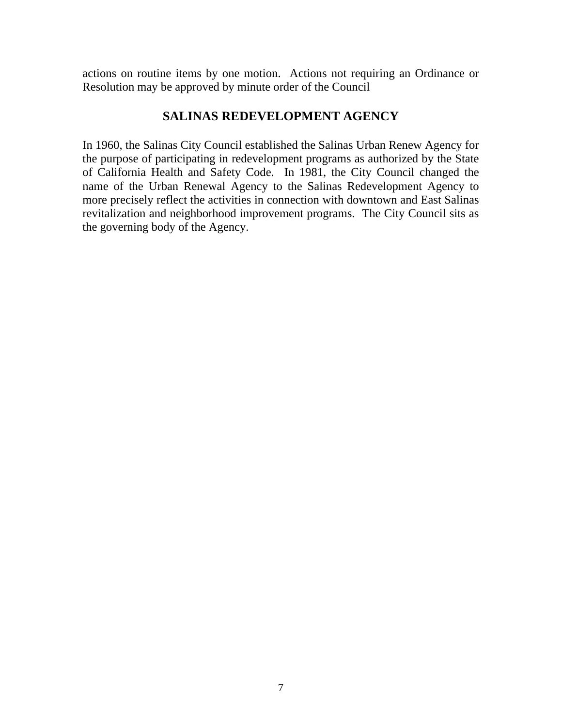actions on routine items by one motion. Actions not requiring an Ordinance or Resolution may be approved by minute order of the Council

## SALINAS REDEVELOPMENT AGENCY

In 1960, the Salinas City Council established the Salinas Urban Renew Agency for the purpose of participating in redevelopment programs as authorized by the State of California Health and Safety Code. In 1981, the City Council changed the name of the Urban Renewal Agency to the Salinas Redevelopment Agency to more precisely reflect the activities in connection with downtown and East Salinas revitalization and neighborhood improvement programs. The City Council sits as the governing body of the Agency.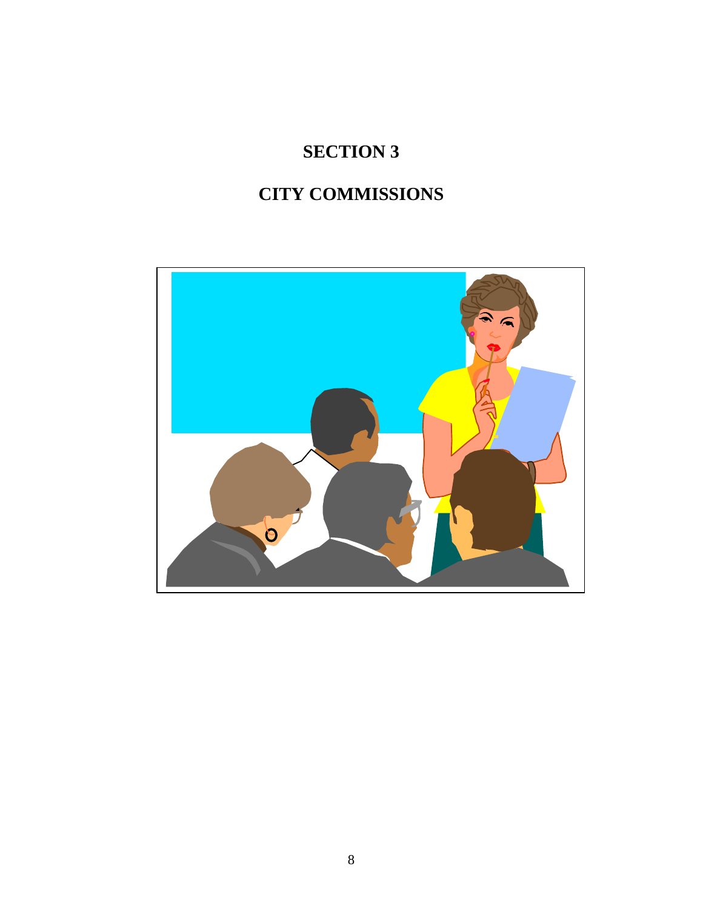# SECTION 3

# CITY COMMISSIONS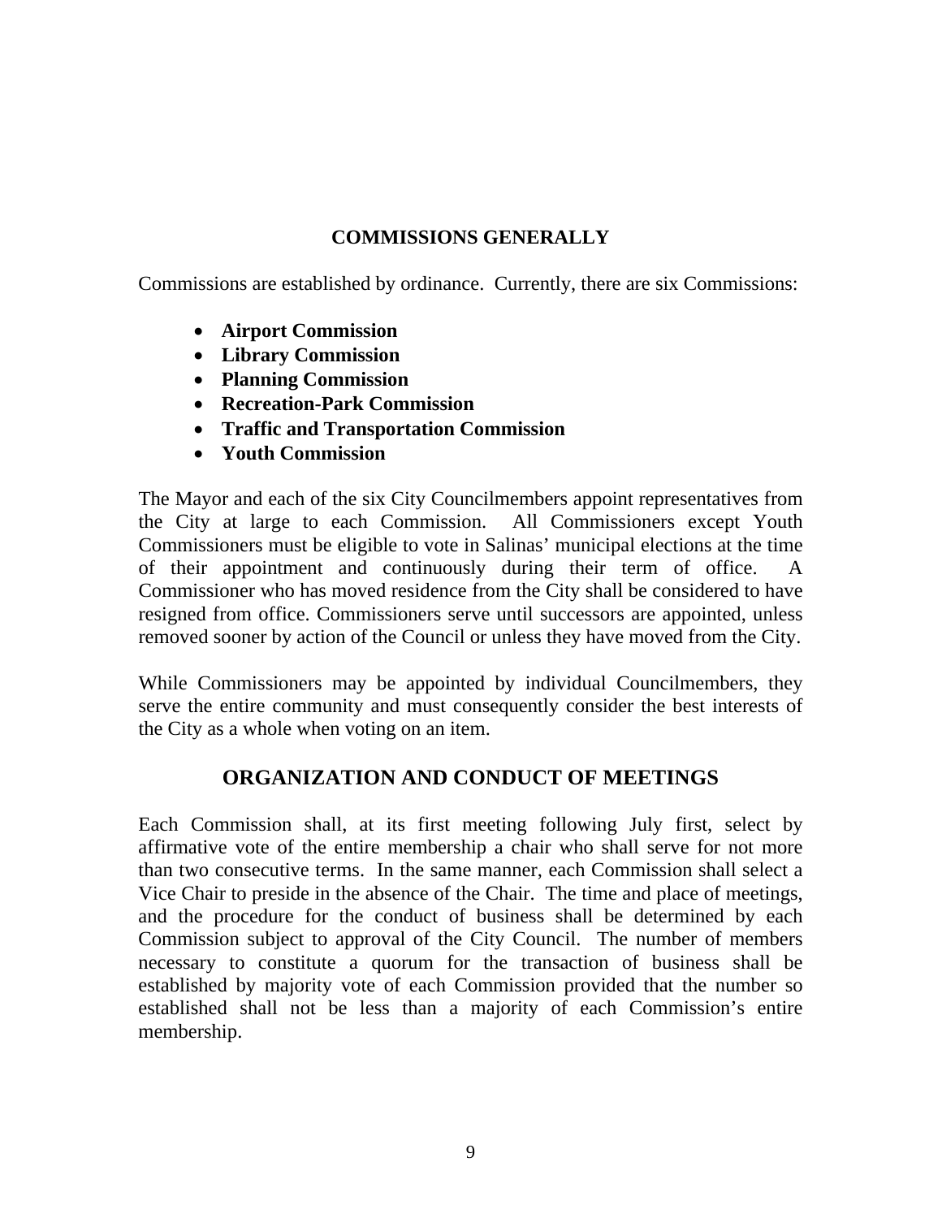## COMMISSIONS GENERALLY

Commissions are established by ordinance. Currently, there are six Commissions:

- **Airport Commission**
- **Library Commission**
- **Planning Commission**
- **Recreation-Park Commission**
- **Traffic and Transportation Commission**
- **Youth Commission**

The Mayor and each of the six City Councilmembers appoint representatives from the City at large to each Commission. All Commissioners except Youth Commissioners must be eligible to vote in Salinas' municipal elections at the time of their appointment and continuously during their term of office. A Commissioner who has moved residence from the City shall be considered to have resigned from office. Commissioners serve until successors are appointed, unless removed sooner by action of the Council or unless they have moved from the City.

While Commissioners may be appointed by individual Councilmembers, they serve the entire community and must consequently consider the best interests of the City as a whole when voting on an item.

## ORGANIZATION AND CONDUCT OF MEETINGS

Each Commission shall, at its first meeting following July first, select by affirmative vote of the entire membership a chair who shall serve for not more than two consecutive terms. In the same manner, each Commission shall select a Vice Chair to preside in the absence of the Chair. The time and place of meetings, and the procedure for the conduct of business shall be determined by each Commission subject to approval of the City Council. The number of members necessary to constitute a quorum for the transaction of business shall be established by majority vote of each Commission provided that the number so established shall not be less than a majority of each Commission's entire membership.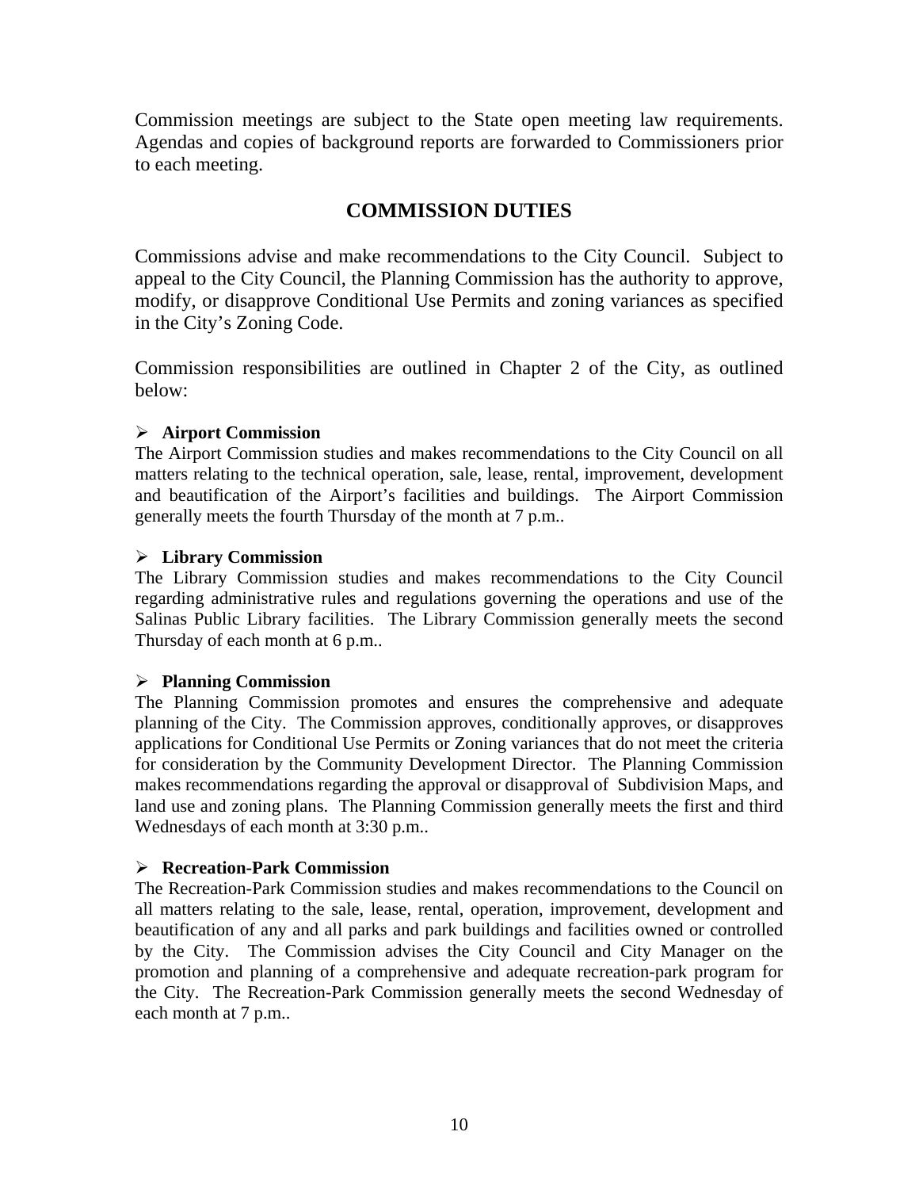Commission meetings are subject to the State open meeting law requirements. Agendas and copies of background reports are forwarded to Commissioners prior to each meeting.

## COMMISSION DUTIES

Commissions advise and make recommendations to the City Council. Subject to appeal to the City Council, the Planning Commission has the authority to approve, modify, or disapprove Conditional Use Permits and zoning variances as specified in the City's Zoning Code.

Commission responsibilities are outlined in Chapter 2 of the City, as outlined below:

- **Airport Commission**

The Airport Commission studies and makes recommendations to the City Council on all matters relating to the technical operation, sale, lease, rental, improvement, development and beautification of the Airport's facilities and buildings. The Airport Commission generally meets the fourth Thursday of the month at 7 p.m..

- **Library Commission**

The Library Commission studies and makes recommendations to the City Council regarding administrative rules and regulations governing the operations and use of the Salinas Public Library facilities. The Library Commission generally meets the second Thursday of each month at 6 p.m..

- **Planning Commission**

The Planning Commission promotes and ensures the comprehensive and adequate planning of the City. The Commission approves, conditionally approves, or disapproves applications for Conditional Use Permits or Zoning variances that do not meet the criteria for consideration by the Community Development Director. The Planning Commission makes recommendations regarding the approval or disapproval of Subdivision Maps, and land use and zoning plans. The Planning Commission generally meets the first and third Wednesdays of each month at 3:30 p.m..

- **Recreation-Park Commission**

The Recreation-Park Commission studies and makes recommendations to the Council on all matters relating to the sale, lease, rental, operation, improvement, development and beautification of any and all parks and park buildings and facilities owned or controlled by the City. The Commission advises the City Council and City Manager on the promotion and planning of a comprehensive and adequate recreation-park program for the City. The Recreation-Park Commission generally meets the second Wednesday of each month at 7 p.m..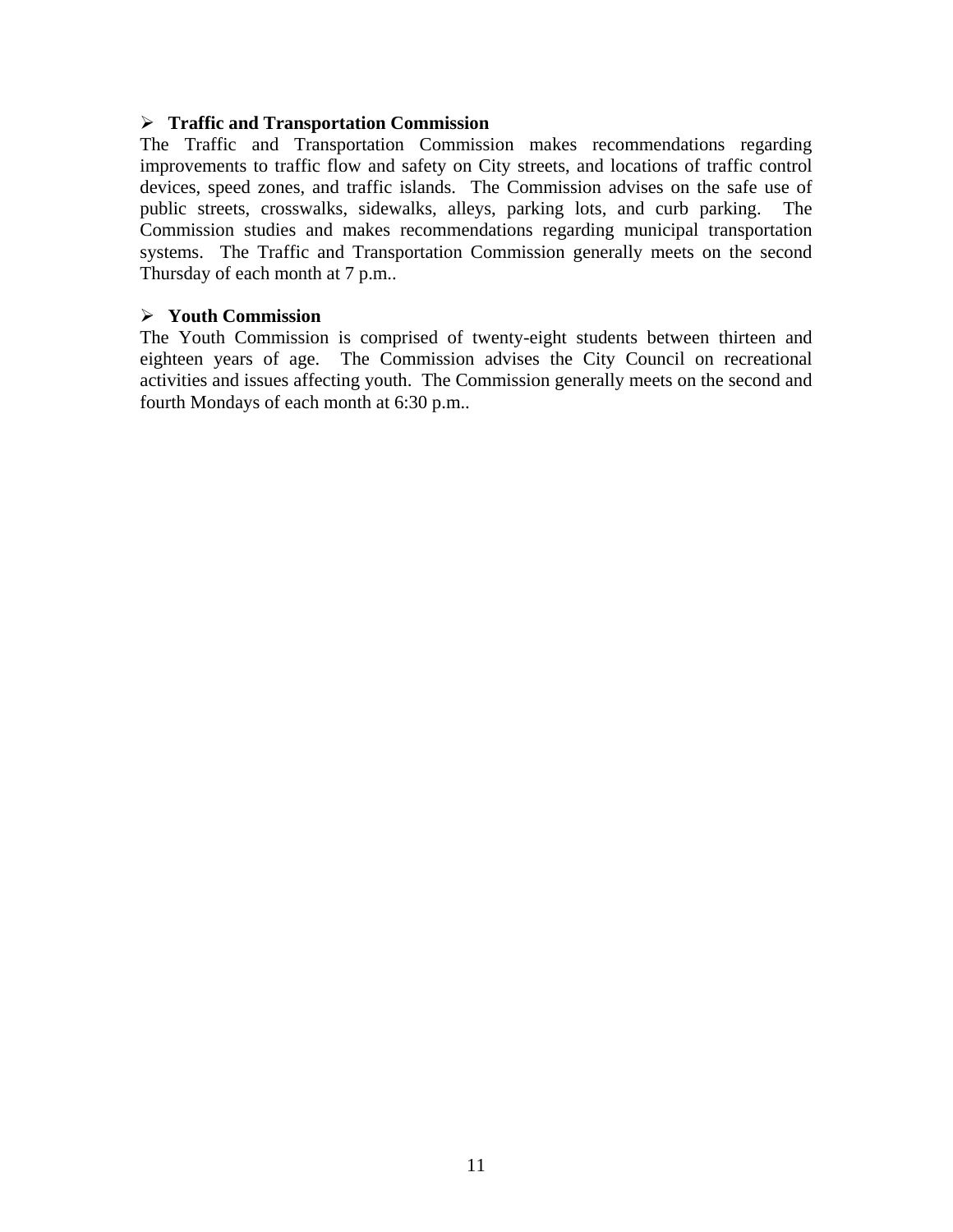- **Traffic and Transportation Commission**

The Traffic and Transportation Commission makes recommendations regarding improvements to traffic flow and safety on City streets, and locations of traffic control devices, speed zones, and traffic islands. The Commission advises on the safe use of public streets, crosswalks, sidewalks, alleys, parking lots, and curb parking. The Commission studies and makes recommendations regarding municipal transportation systems. The Traffic and Transportation Commission generally meets on the second Thursday of each month at 7 p.m..

- **Youth Commission**

The Youth Commission is comprised of twenty-eight students between thirteen and eighteen years of age. The Commission advises the City Council on recreational activities and issues affecting youth. The Commission generally meets on the second and fourth Mondays of each month at 6:30 p.m..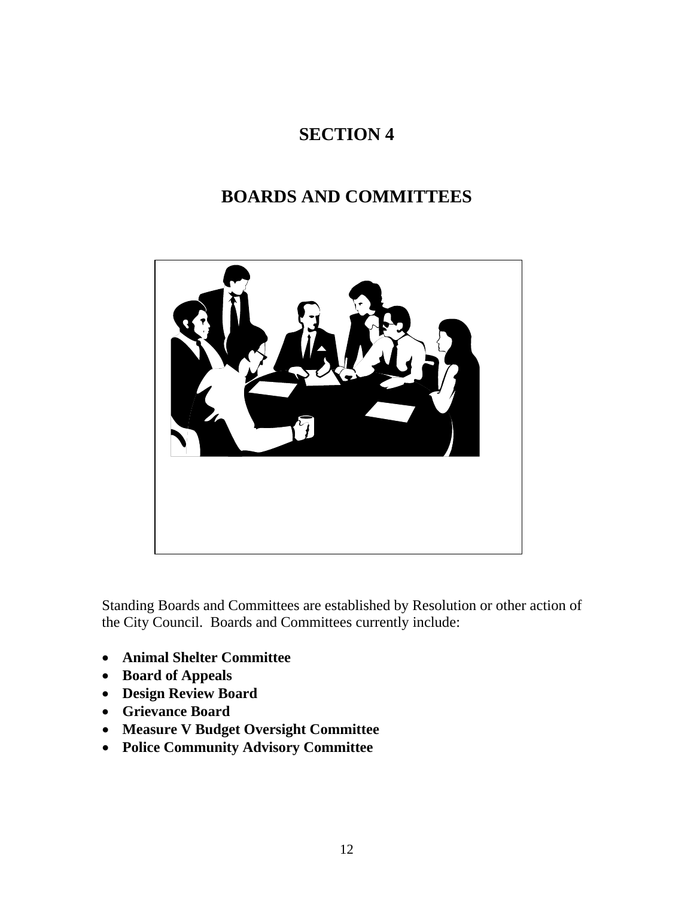# SECTION 4

## BOARDS AND COMMITTEES

Standing Boards and Committees are established by Resolution or other action of the City Council. Boards and Committees currently include:

- **Animal Shelter Committee**
- **Board of Appeals**
- **Design Review Board**
- **Grievance Board**
- **Measure V Budget Oversight Committee**
- **Police Community Advisory Committee**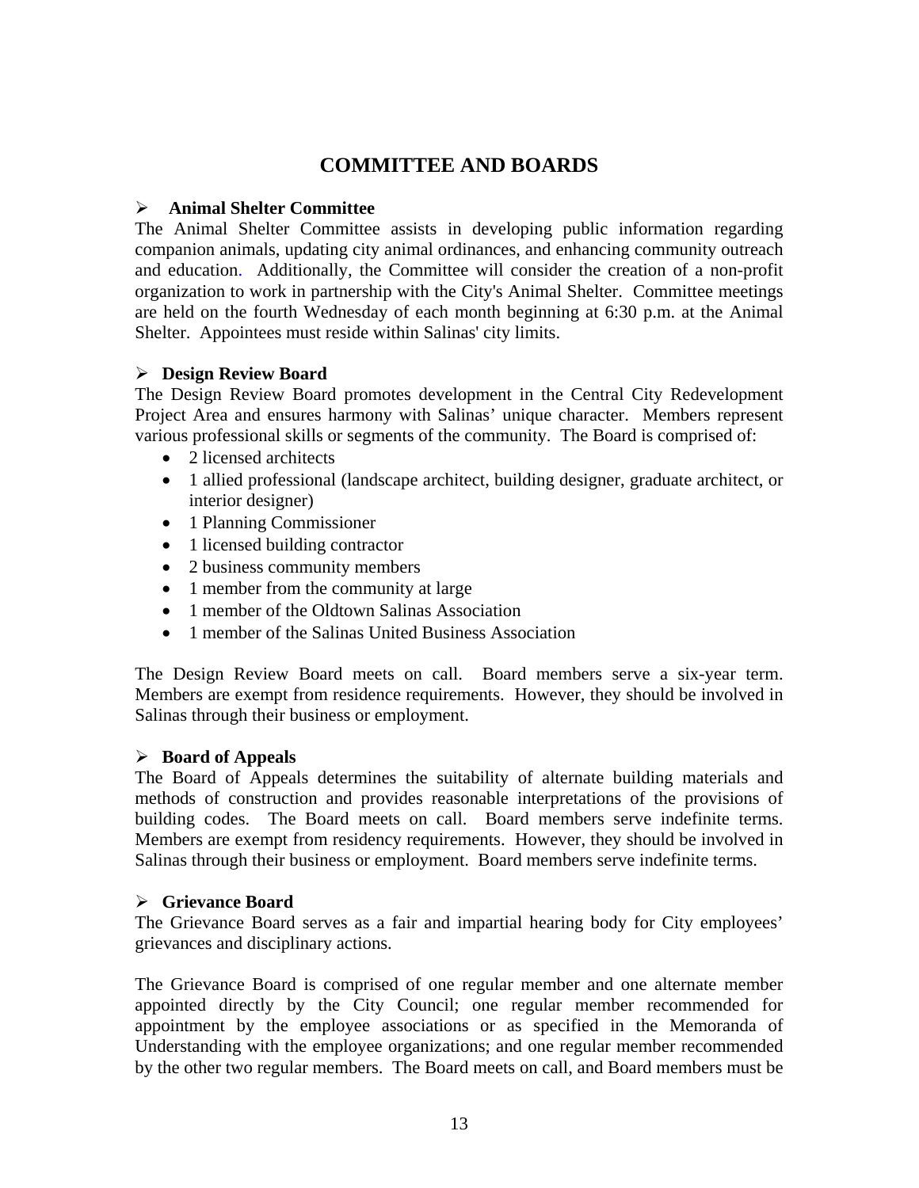# COMMITTEE AND BOARDS

## ➢ Animal Shelter Committee

The Animal Shelter Committee assists in developing public information regarding companion animals, updating city animal ordinances, and enhancing community outreach and education. Additionally, the Committee will consider the creation of a non-profit organization to work in partnership with the City's Animal Shelter. Committee meetings are held on the fourth Wednesday of each month beginning at 6:30 p.m. at the Animal Shelter. Appointees must reside within Salinas' city limits.

## ➢ Design Review Board

The Design Review Board promotes development in the Central City Redevelopment Project Area and ensures harmony with Salinas' unique character. Members represent various professional skills or segments of the community. The Board is comprised of:

- 2 licensed architects
- 1 allied professional (landscape architect, building designer, graduate architect, or interior designer)
- 1 Planning Commissioner
- 1 licensed building contractor
- 2 business community members
- 1 member from the community at large
- 1 member of the Oldtown Salinas Association
- 1 member of the Salinas United Business Association

The Design Review Board meets on call. Board members serve a six-year term. Members are exempt from residence requirements. However, they should be involved in Salinas through their business or employment.

## ➢ Board of Appeals

The Board of Appeals determines the suitability of alternate building materials and methods of construction and provides reasonable interpretations of the provisions of building codes. The Board meets on call. Board members serve indefinite terms. Members are exempt from residency requirements. However, they should be involved in Salinas through their business or employment. Board members serve indefinite terms.

## ➢ Grievance Board

The Grievance Board serves as a fair and impartial hearing body for City employees' grievances and disciplinary actions.

The Grievance Board is comprised of one regular member and one alternate member appointed directly by the City Council; one regular member recommended for appointment by the employee associations or as specified in the Memoranda of Understanding with the employee organizations; and one regular member recommended by the other two regular members. The Board meets on call, and Board members must be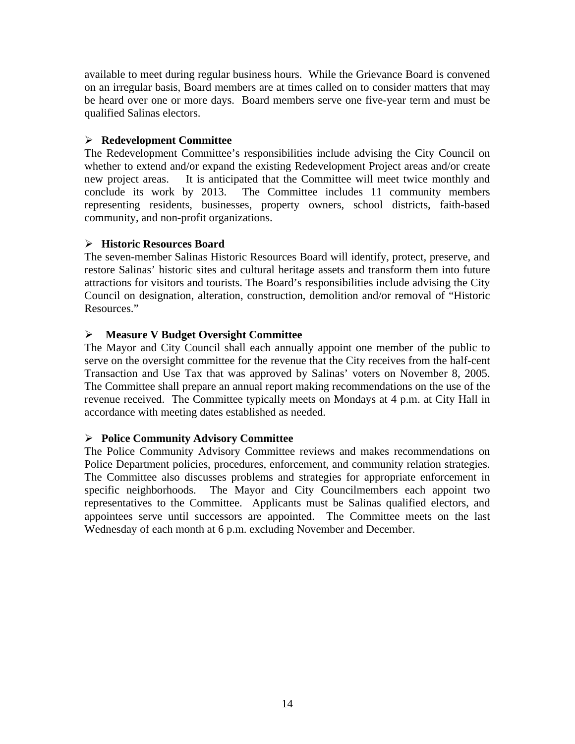available to meet during regular business hours. While the Grievance Board is convened on an irregular basis, Board members are at times called on to consider matters that may be heard over one or more days. Board members serve one five-year term and must be qualified Salinas electors.

- **Redevelopment Committee**

The Redevelopment Committee's responsibilities include advising the City Council on whether to extend and/or expand the existing Redevelopment Project areas and/or create new project areas. It is anticipated that the Committee will meet twice monthly and conclude its work by 2013. The Committee includes 11 community members representing residents, businesses, property owners, school districts, faith-based community, and non-profit organizations.

- **Historic Resources Board**

The seven-member Salinas Historic Resources Board will identify, protect, preserve, and restore Salinas' historic sites and cultural heritage assets and transform them into future attractions for visitors and tourists. The Board's responsibilities include advising the City Council on designation, alteration, construction, demolition and/or removal of "Historic Resources."

- **Measure V Budget Oversight Committee**

The Mayor and City Council shall each annually appoint one member of the public to serve on the oversight committee for the revenue that the City receives from the half-cent Transaction and Use Tax that was approved by Salinas' voters on November 8, 2005. The Committee shall prepare an annual report making recommendations on the use of the revenue received. The Committee typically meets on Mondays at 4 p.m. at City Hall in accordance with meeting dates established as needed.

- **Police Community Advisory Committee**

The Police Community Advisory Committee reviews and makes recommendations on Police Department policies, procedures, enforcement, and community relation strategies. The Committee also discusses problems and strategies for appropriate enforcement in specific neighborhoods. The Mayor and City Councilmembers each appoint two representatives to the Committee. Applicants must be Salinas qualified electors, and appointees serve until successors are appointed. The Committee meets on the last Wednesday of each month at 6 p.m. excluding November and December.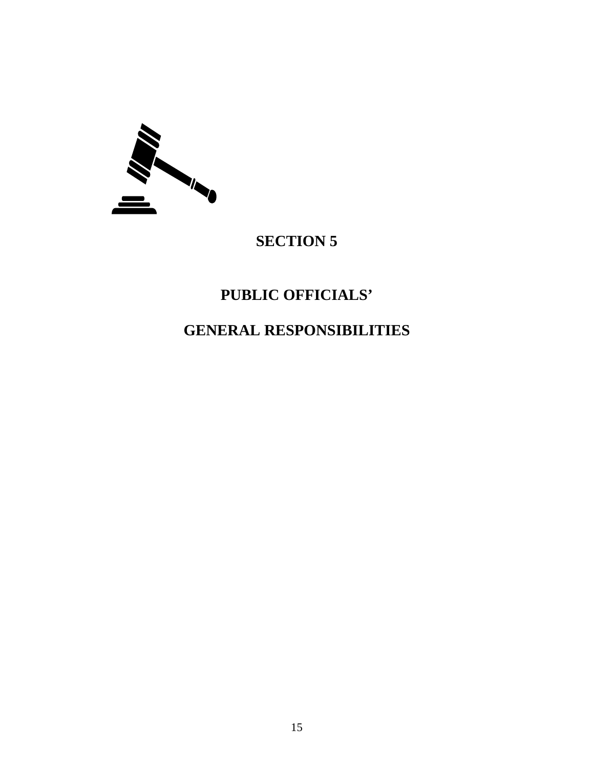# SECTION 5

## PUBLIC OFFICIALS'

## GENERAL RESPONSIBILITIES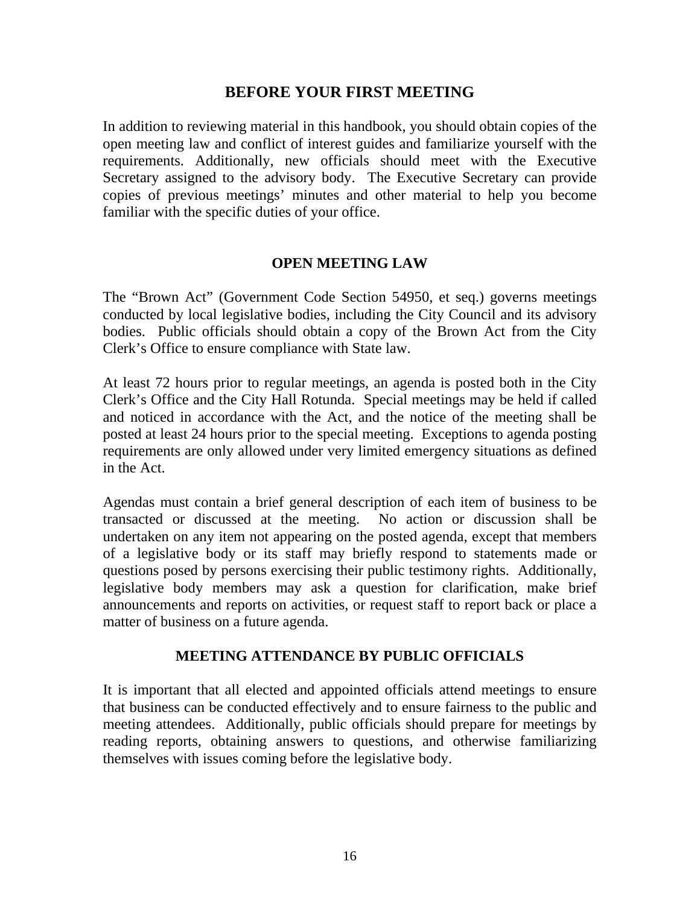## BEFORE YOUR FIRST MEETING

In addition to reviewing material in this handbook, you should obtain copies of the open meeting law and conflict of interest guides and familiarize yourself with the requirements. Additionally, new officials should meet with the Executive Secretary assigned to the advisory body. The Executive Secretary can provide copies of previous meetings' minutes and other material to help you become familiar with the specific duties of your office.

## OPEN MEETING LAW

The "Brown Act" (Government Code Section 54950, et seq.) governs meetings conducted by local legislative bodies, including the City Council and its advisory bodies. Public officials should obtain a copy of the Brown Act from the City Clerk's Office to ensure compliance with State law.

At least 72 hours prior to regular meetings, an agenda is posted both in the City Clerk's Office and the City Hall Rotunda. Special meetings may be held if called and noticed in accordance with the Act, and the notice of the meeting shall be posted at least 24 hours prior to the special meeting. Exceptions to agenda posting requirements are only allowed under very limited emergency situations as defined in the Act.

Agendas must contain a brief general description of each item of business to be transacted or discussed at the meeting. No action or discussion shall be undertaken on any item not appearing on the posted agenda, except that members of a legislative body or its staff may briefly respond to statements made or questions posed by persons exercising their public testimony rights. Additionally, legislative body members may ask a question for clarification, make brief announcements and reports on activities, or request staff to report back or place a matter of business on a future agenda.

## MEETING ATTENDANCE BY PUBLIC OFFICIALS

It is important that all elected and appointed officials attend meetings to ensure that business can be conducted effectively and to ensure fairness to the public and meeting attendees. Additionally, public officials should prepare for meetings by reading reports, obtaining answers to questions, and otherwise familiarizing themselves with issues coming before the legislative body.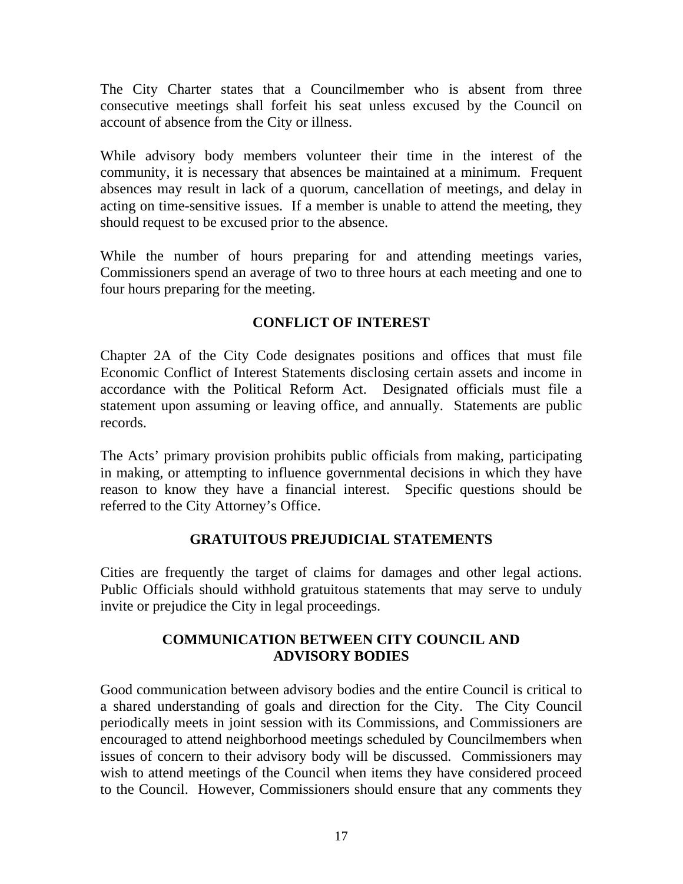The City Charter states that a Councilmember who is absent from three consecutive meetings shall forfeit his seat unless excused by the Council on account of absence from the City or illness.

While advisory body members volunteer their time in the interest of the community, it is necessary that absences be maintained at a minimum. Frequent absences may result in lack of a quorum, cancellation of meetings, and delay in acting on time-sensitive issues. If a member is unable to attend the meeting, they should request to be excused prior to the absence.

While the number of hours preparing for and attending meetings varies, Commissioners spend an average of two to three hours at each meeting and one to four hours preparing for the meeting.

## CONFLICT OF INTEREST

Chapter 2A of the City Code designates positions and offices that must file Economic Conflict of Interest Statements disclosing certain assets and income in accordance with the Political Reform Act. Designated officials must file a statement upon assuming or leaving office, and annually. Statements are public records.

The Acts' primary provision prohibits public officials from making, participating in making, or attempting to influence governmental decisions in which they have reason to know they have a financial interest. Specific questions should be referred to the City Attorney's Office.

## GRATUITOUS PREJUDICIAL STATEMENTS

Cities are frequently the target of claims for damages and other legal actions. Public Officials should withhold gratuitous statements that may serve to unduly invite or prejudice the City in legal proceedings.

## COMMUNICATION BETWEEN CITY COUNCIL AND ADVISORY BODIES

Good communication between advisory bodies and the entire Council is critical to a shared understanding of goals and direction for the City. The City Council periodically meets in joint session with its Commissions, and Commissioners are encouraged to attend neighborhood meetings scheduled by Councilmembers when issues of concern to their advisory body will be discussed. Commissioners may wish to attend meetings of the Council when items they have considered proceed to the Council. However, Commissioners should ensure that any comments they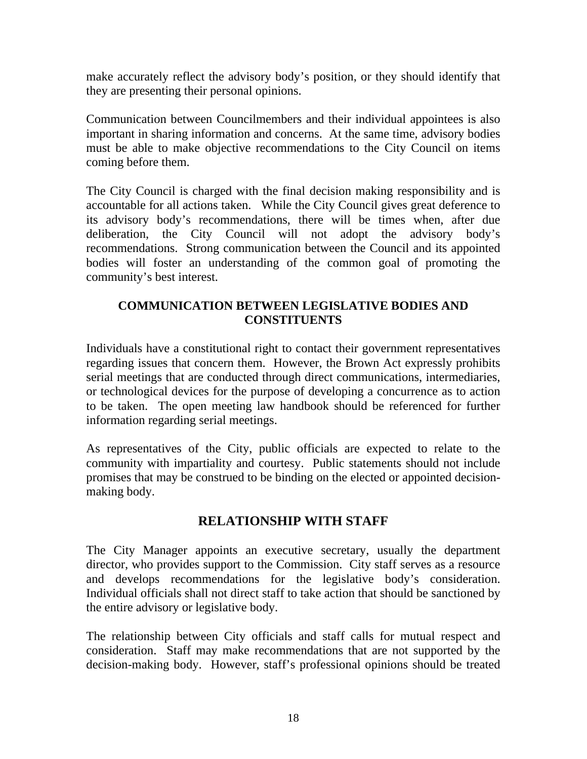make accurately reflect the advisory body's position, or they should identify that they are presenting their personal opinions.

Communication between Councilmembers and their individual appointees is also important in sharing information and concerns. At the same time, advisory bodies must be able to make objective recommendations to the City Council on items coming before them.

The City Council is charged with the final decision making responsibility and is accountable for all actions taken. While the City Council gives great deference to its advisory body's recommendations, there will be times when, after due deliberation, the City Council will not adopt the advisory body's recommendations. Strong communication between the Council and its appointed bodies will foster an understanding of the common goal of promoting the community's best interest.

### COMMUNICATION BETWEEN LEGISLATIVE BODIES AND CONSTITUENTS

Individuals have a constitutional right to contact their government representatives regarding issues that concern them. However, the Brown Act expressly prohibits serial meetings that are conducted through direct communications, intermediaries, or technological devices for the purpose of developing a concurrence as to action to be taken. The open meeting law handbook should be referenced for further information regarding serial meetings.

As representatives of the City, public officials are expected to relate to the community with impartiality and courtesy. Public statements should not include promises that may be construed to be binding on the elected or appointed decision-making body.

## RELATIONSHIP WITH STAFF

The City Manager appoints an executive secretary, usually the department director, who provides support to the Commission. City staff serves as a resource and develops recommendations for the legislative body's consideration. Individual officials shall not direct staff to take action that should be sanctioned by the entire advisory or legislative body.

The relationship between City officials and staff calls for mutual respect and consideration. Staff may make recommendations that are not supported by the decision-making body. However, staff's professional opinions should be treated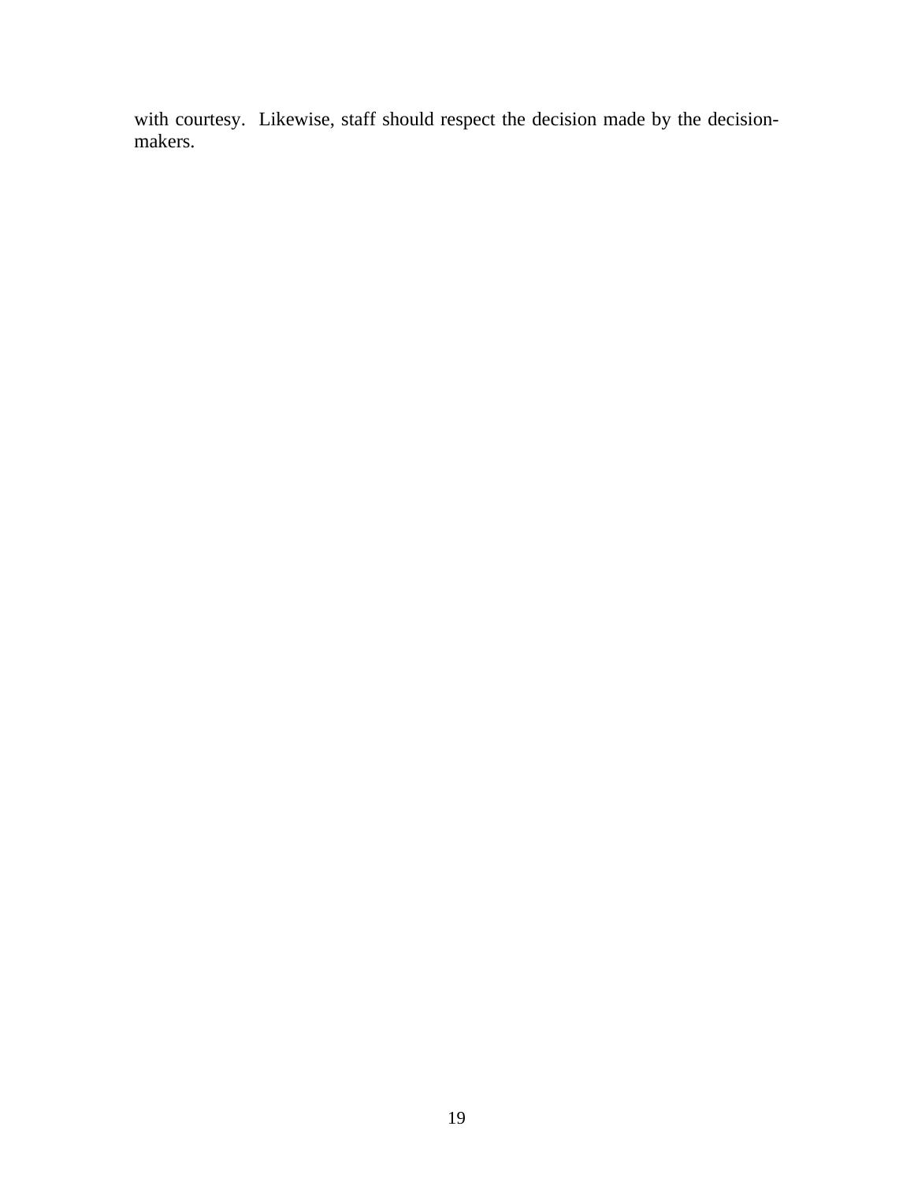with courtesy. Likewise, staff should respect the decision made by the decision-makers.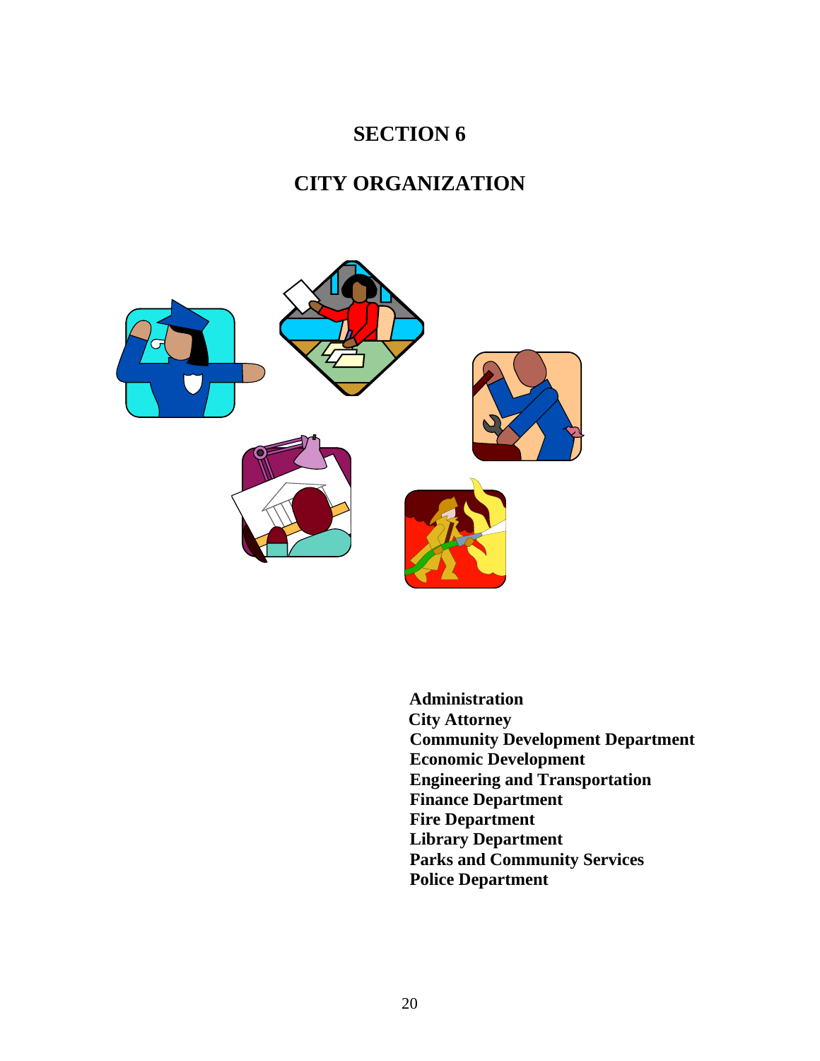# SECTION 6

# CITY ORGANIZATION

**Administration**
**City Attorney**
**Community Development Department**
**Economic Development**
**Engineering and Transportation**
**Finance Department**
**Fire Department**
**Library Department**
**Parks and Community Services**
**Police Department**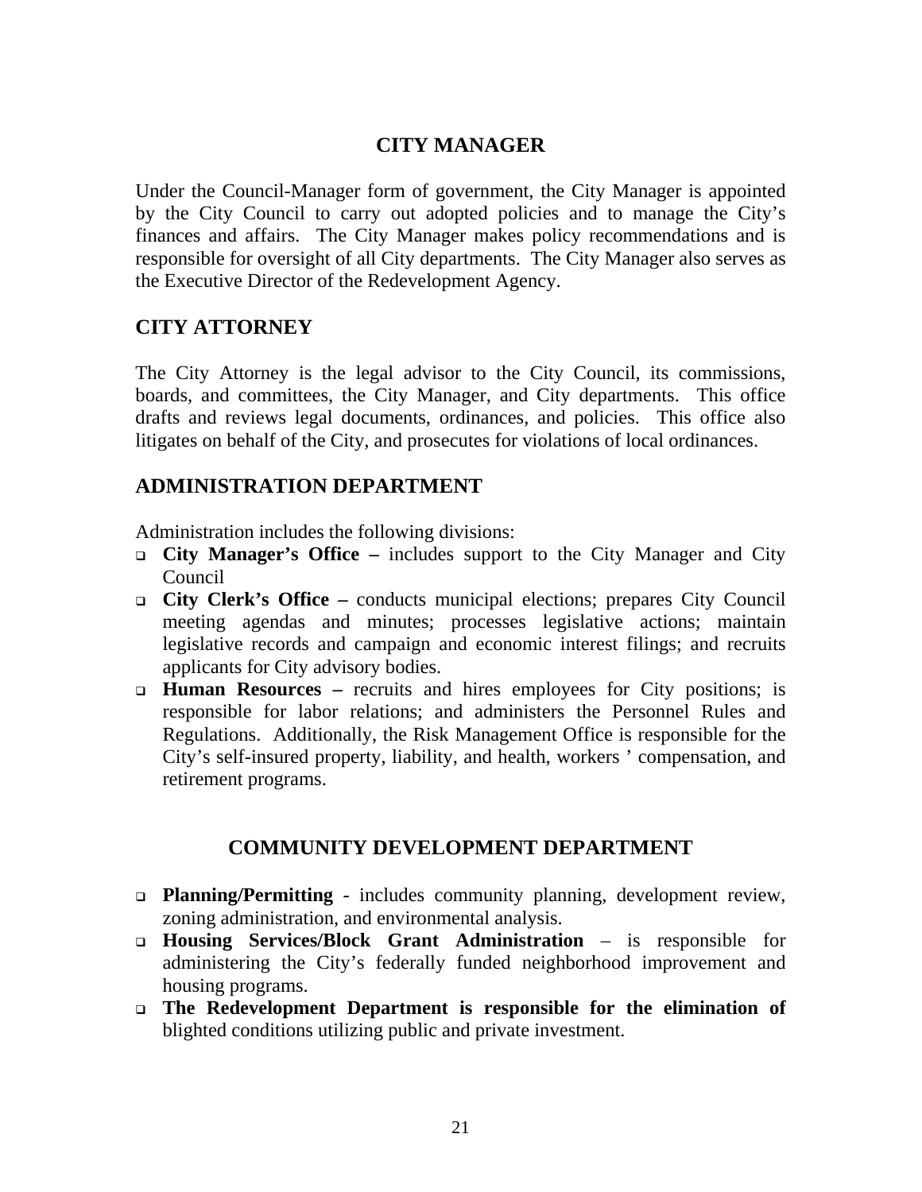## CITY MANAGER

Under the Council-Manager form of government, the City Manager is appointed by the City Council to carry out adopted policies and to manage the City's finances and affairs. The City Manager makes policy recommendations and is responsible for oversight of all City departments. The City Manager also serves as the Executive Director of the Redevelopment Agency.

## CITY ATTORNEY

The City Attorney is the legal advisor to the City Council, its commissions, boards, and committees, the City Manager, and City departments. This office drafts and reviews legal documents, ordinances, and policies. This office also litigates on behalf of the City, and prosecutes for violations of local ordinances.

## ADMINISTRATION DEPARTMENT

Administration includes the following divisions:

- **City Manager's Office –** includes support to the City Manager and City Council
- **City Clerk's Office –** conducts municipal elections; prepares City Council meeting agendas and minutes; processes legislative actions; maintain legislative records and campaign and economic interest filings; and recruits applicants for City advisory bodies.
- **Human Resources –** recruits and hires employees for City positions; is responsible for labor relations; and administers the Personnel Rules and Regulations. Additionally, the Risk Management Office is responsible for the City's self-insured property, liability, and health, workers ' compensation, and retirement programs.

## COMMUNITY DEVELOPMENT DEPARTMENT

- **Planning/Permitting** - includes community planning, development review, zoning administration, and environmental analysis.
- **Housing Services/Block Grant Administration** – is responsible for administering the City's federally funded neighborhood improvement and housing programs.
- **The Redevelopment Department is responsible for the elimination of** blighted conditions utilizing public and private investment.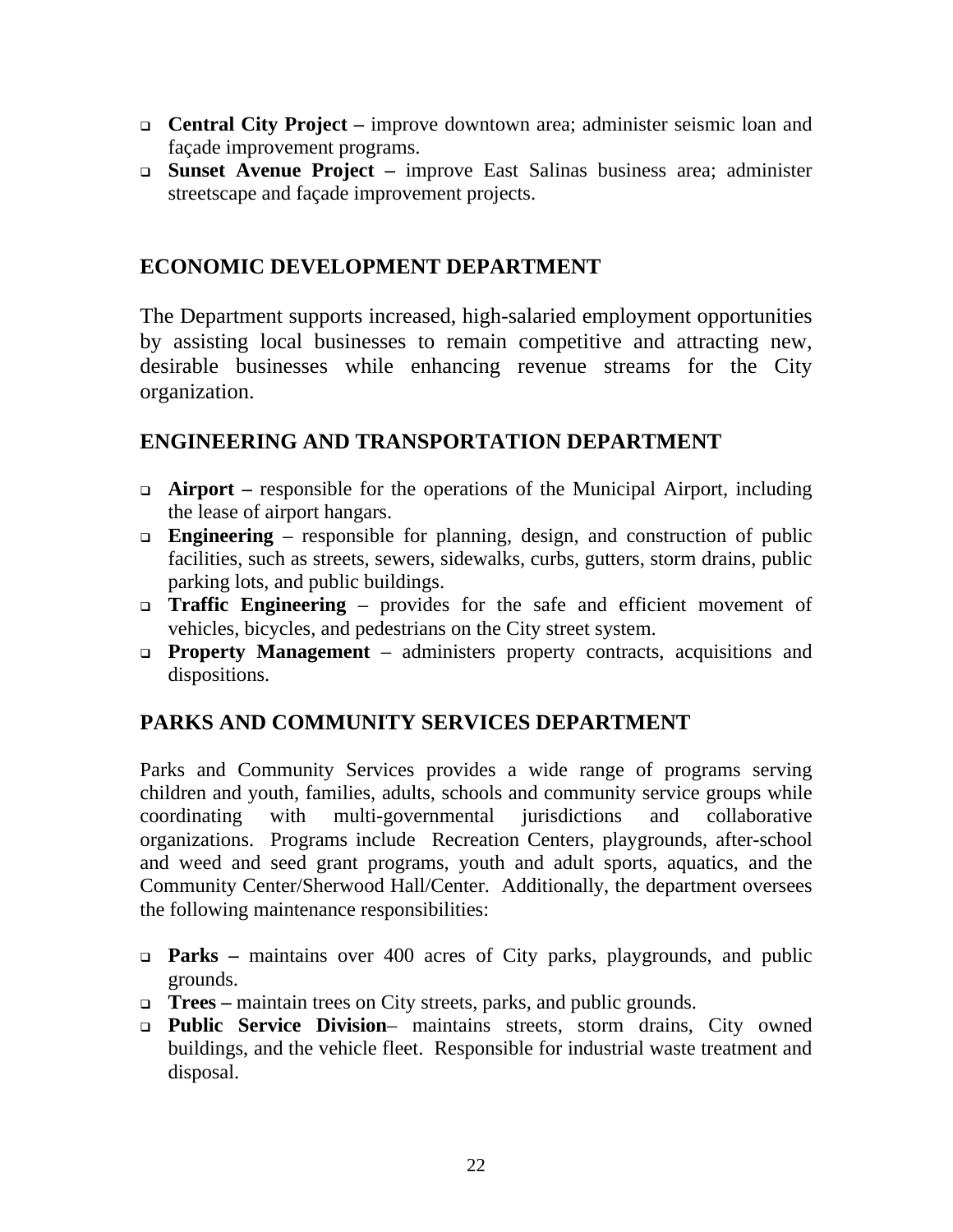- **Central City Project –** improve downtown area; administer seismic loan and façade improvement programs.
- **Sunset Avenue Project –** improve East Salinas business area; administer streetscape and façade improvement projects.

## ECONOMIC DEVELOPMENT DEPARTMENT

The Department supports increased, high-salaried employment opportunities by assisting local businesses to remain competitive and attracting new, desirable businesses while enhancing revenue streams for the City organization.

## ENGINEERING AND TRANSPORTATION DEPARTMENT

- **Airport –** responsible for the operations of the Municipal Airport, including the lease of airport hangars.
- **Engineering** – responsible for planning, design, and construction of public facilities, such as streets, sewers, sidewalks, curbs, gutters, storm drains, public parking lots, and public buildings.
- **Traffic Engineering** – provides for the safe and efficient movement of vehicles, bicycles, and pedestrians on the City street system.
- **Property Management** – administers property contracts, acquisitions and dispositions.

## PARKS AND COMMUNITY SERVICES DEPARTMENT

Parks and Community Services provides a wide range of programs serving children and youth, families, adults, schools and community service groups while coordinating with multi-governmental jurisdictions and collaborative organizations. Programs include Recreation Centers, playgrounds, after-school and weed and seed grant programs, youth and adult sports, aquatics, and the Community Center/Sherwood Hall/Center. Additionally, the department oversees the following maintenance responsibilities:

- **Parks –** maintains over 400 acres of City parks, playgrounds, and public grounds.
- **Trees –** maintain trees on City streets, parks, and public grounds.
- **Public Service Division**– maintains streets, storm drains, City owned buildings, and the vehicle fleet. Responsible for industrial waste treatment and disposal.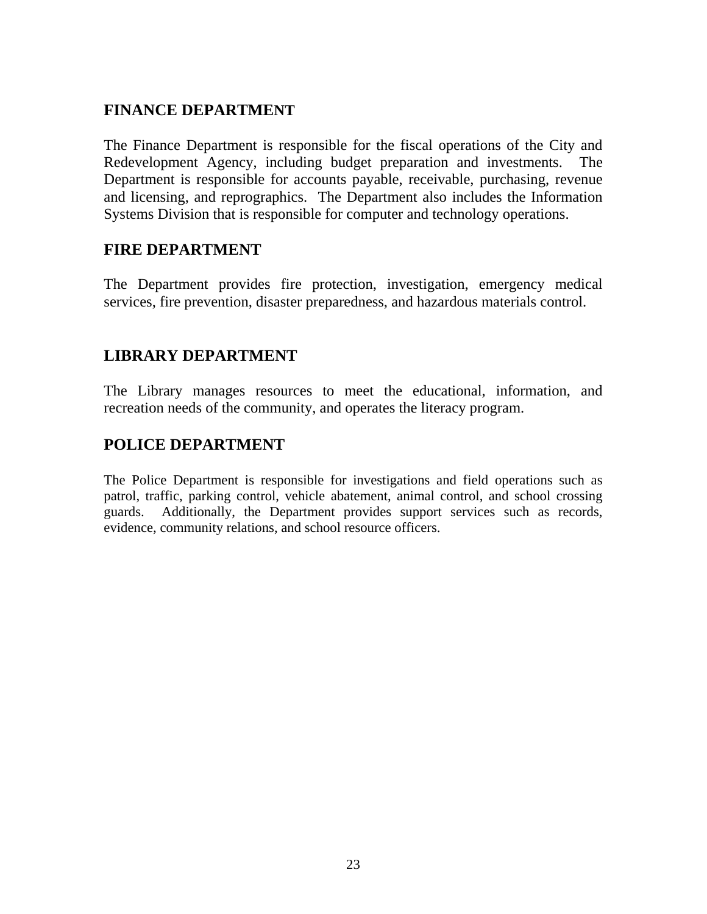## FINANCE DEPARTMENT

The Finance Department is responsible for the fiscal operations of the City and Redevelopment Agency, including budget preparation and investments. The Department is responsible for accounts payable, receivable, purchasing, revenue and licensing, and reprographics. The Department also includes the Information Systems Division that is responsible for computer and technology operations.

## FIRE DEPARTMENT

The Department provides fire protection, investigation, emergency medical services, fire prevention, disaster preparedness, and hazardous materials control.

## LIBRARY DEPARTMENT

The Library manages resources to meet the educational, information, and recreation needs of the community, and operates the literacy program.

## POLICE DEPARTMENT

The Police Department is responsible for investigations and field operations such as patrol, traffic, parking control, vehicle abatement, animal control, and school crossing guards. Additionally, the Department provides support services such as records, evidence, community relations, and school resource officers.